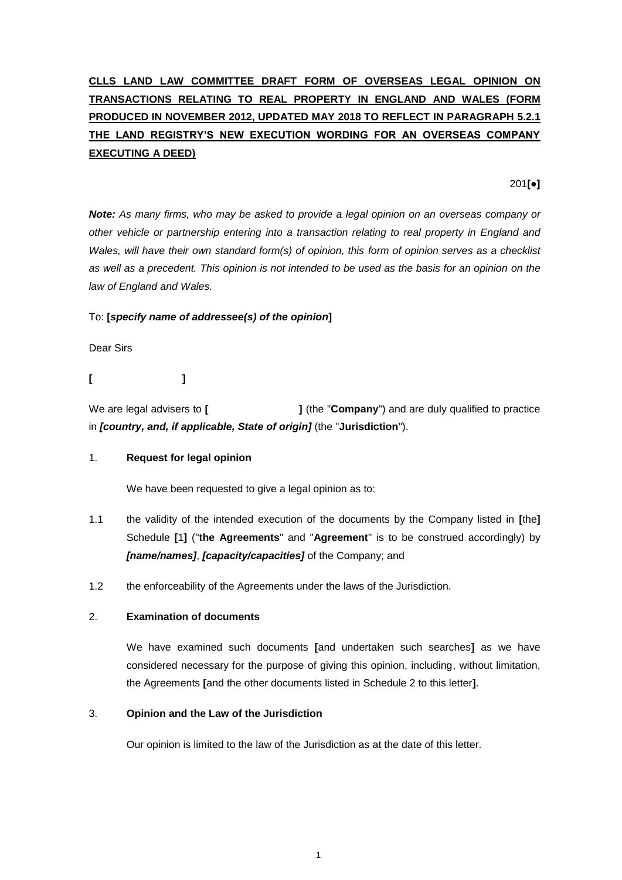**CLLS LAND LAW COMMITTEE DRAFT FORM OF OVERSEAS LEGAL OPINION ON TRANSACTIONS RELATING TO REAL PROPERTY IN ENGLAND AND WALES (FORM PRODUCED IN NOVEMBER 2012, UPDATED MAY 2018 TO REFLECT IN PARAGRAPH 5.2.1 THE LAND REGISTRY'S NEW EXECUTION WORDING FOR AN OVERSEAS COMPANY EXECUTING A DEED)**

201**[●]**

***Note:*** *As many firms, who may be asked to provide a legal opinion on an overseas company or other vehicle or partnership entering into a transaction relating to real property in England and Wales, will have their own standard form(s) of opinion, this form of opinion serves as a checklist as well as a precedent. This opinion is not intended to be used as the basis for an opinion on the law of England and Wales.*

To: **[*specify name of addressee(s) of the opinion*]**

Dear Sirs

**[ ]**

We are legal advisers to **[ ]** (the "**Company**") and are duly qualified to practice in ***[country, and, if applicable, State of origin]*** (the "**Jurisdiction**").

1. **Request for legal opinion**

   We have been requested to give a legal opinion as to:

1.1 the validity of the intended execution of the documents by the Company listed in **[**the**]** Schedule **[**1**]** ("**the Agreements**" and "**Agreement**" is to be construed accordingly) by ***[name/names]***, ***[capacity/capacities]*** of the Company; and

1.2 the enforceability of the Agreements under the laws of the Jurisdiction.

2. **Examination of documents**

   We have examined such documents **[**and undertaken such searches**]** as we have considered necessary for the purpose of giving this opinion, including, without limitation, the Agreements **[**and the other documents listed in Schedule 2 to this letter**]**.

3. **Opinion and the Law of the Jurisdiction**

   Our opinion is limited to the law of the Jurisdiction as at the date of this letter.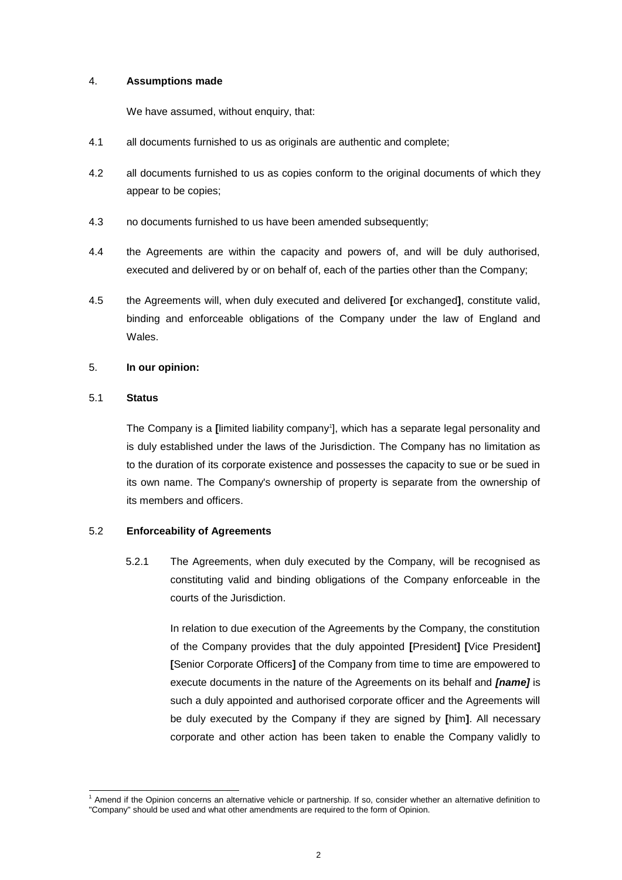4. **Assumptions made**

We have assumed, without enquiry, that:

4.1 all documents furnished to us as originals are authentic and complete;

4.2 all documents furnished to us as copies conform to the original documents of which they appear to be copies;

4.3 no documents furnished to us have been amended subsequently;

4.4 the Agreements are within the capacity and powers of, and will be duly authorised, executed and delivered by or on behalf of, each of the parties other than the Company;

4.5 the Agreements will, when duly executed and delivered **[**or exchanged**]**, constitute valid, binding and enforceable obligations of the Company under the law of England and Wales.

5. **In our opinion:**

5.1 **Status**

The Company is a **[**limited liability company[1]], which has a separate legal personality and is duly established under the laws of the Jurisdiction. The Company has no limitation as to the duration of its corporate existence and possesses the capacity to sue or be sued in its own name. The Company's ownership of property is separate from the ownership of its members and officers.

5.2 **Enforceability of Agreements**

5.2.1 The Agreements, when duly executed by the Company, will be recognised as constituting valid and binding obligations of the Company enforceable in the courts of the Jurisdiction.

In relation to due execution of the Agreements by the Company, the constitution of the Company provides that the duly appointed **[**President**] [**Vice President**] [**Senior Corporate Officers**]** of the Company from time to time are empowered to execute documents in the nature of the Agreements on its behalf and ***[name]*** is such a duly appointed and authorised corporate officer and the Agreements will be duly executed by the Company if they are signed by **[**him**]**. All necessary corporate and other action has been taken to enable the Company validly to

---

[1] Amend if the Opinion concerns an alternative vehicle or partnership. If so, consider whether an alternative definition to "Company" should be used and what other amendments are required to the form of Opinion.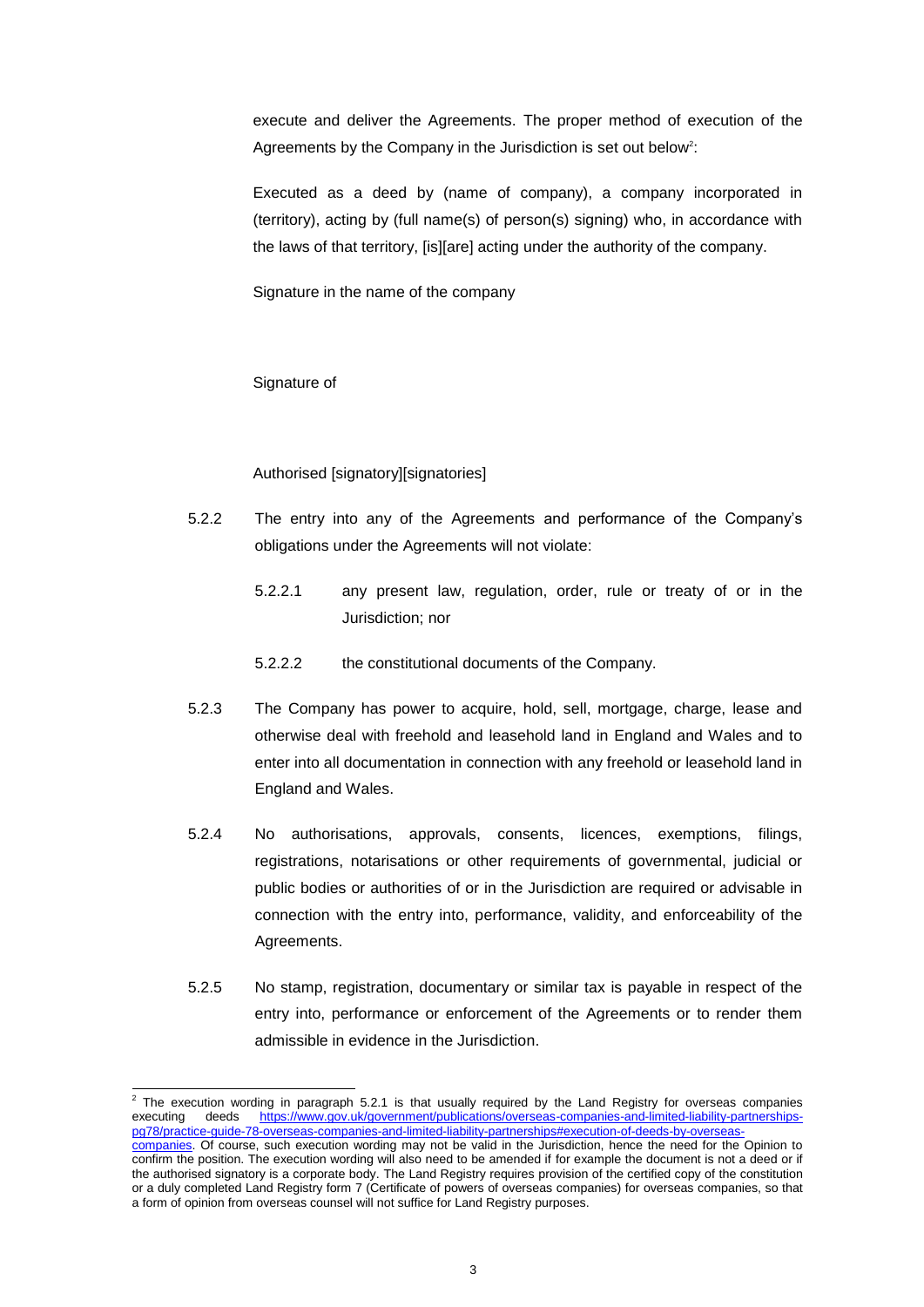execute and deliver the Agreements. The proper method of execution of the Agreements by the Company in the Jurisdiction is set out below[2]:

Executed as a deed by (name of company), a company incorporated in (territory), acting by (full name(s) of person(s) signing) who, in accordance with the laws of that territory, [is][are] acting under the authority of the company.

Signature in the name of the company

Signature of

Authorised [signatory][signatories]

5.2.2 The entry into any of the Agreements and performance of the Company's obligations under the Agreements will not violate:

5.2.2.1 any present law, regulation, order, rule or treaty of or in the Jurisdiction; nor

5.2.2.2 the constitutional documents of the Company.

5.2.3 The Company has power to acquire, hold, sell, mortgage, charge, lease and otherwise deal with freehold and leasehold land in England and Wales and to enter into all documentation in connection with any freehold or leasehold land in England and Wales.

5.2.4 No authorisations, approvals, consents, licences, exemptions, filings, registrations, notarisations or other requirements of governmental, judicial or public bodies or authorities of or in the Jurisdiction are required or advisable in connection with the entry into, performance, validity, and enforceability of the Agreements.

5.2.5 No stamp, registration, documentary or similar tax is payable in respect of the entry into, performance or enforcement of the Agreements or to render them admissible in evidence in the Jurisdiction.

---

[2] The execution wording in paragraph 5.2.1 is that usually required by the Land Registry for overseas companies executing deeds https://www.gov.uk/government/publications/overseas-companies-and-limited-liability-partnerships-pg78/practice-guide-78-overseas-companies-and-limited-liability-partnerships#execution-of-deeds-by-overseas-companies. Of course, such execution wording may not be valid in the Jurisdiction, hence the need for the Opinion to confirm the position. The execution wording will also need to be amended if for example the document is not a deed or if the authorised signatory is a corporate body. The Land Registry requires provision of the certified copy of the constitution or a duly completed Land Registry form 7 (Certificate of powers of overseas companies) for overseas companies, so that a form of opinion from overseas counsel will not suffice for Land Registry purposes.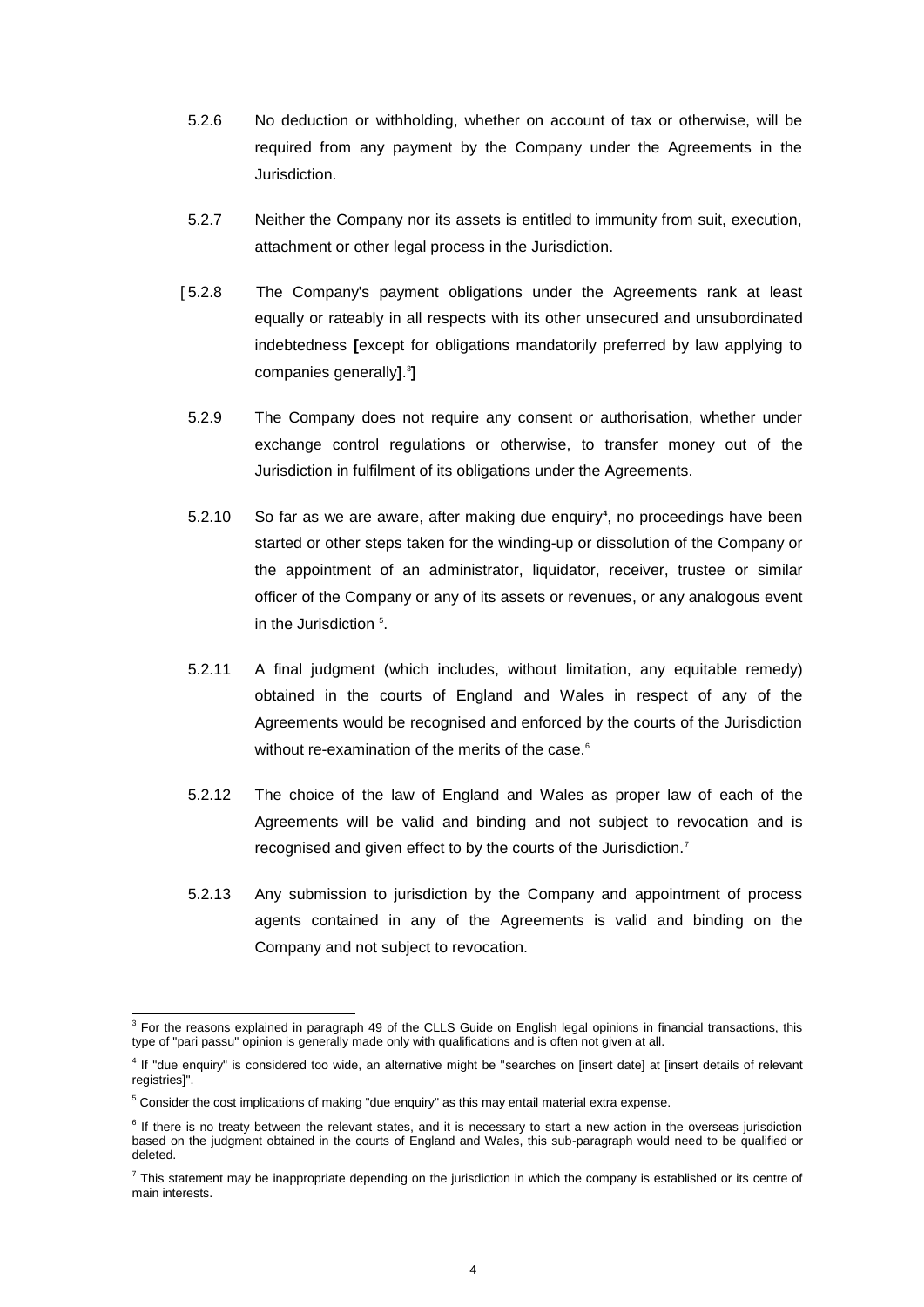5.2.6 No deduction or withholding, whether on account of tax or otherwise, will be required from any payment by the Company under the Agreements in the Jurisdiction.

5.2.7 Neither the Company nor its assets is entitled to immunity from suit, execution, attachment or other legal process in the Jurisdiction.

[5.2.8 The Company's payment obligations under the Agreements rank at least equally or rateably in all respects with its other unsecured and unsubordinated indebtedness **[**except for obligations mandatorily preferred by law applying to companies generally**]**.[3]**]**

5.2.9 The Company does not require any consent or authorisation, whether under exchange control regulations or otherwise, to transfer money out of the Jurisdiction in fulfilment of its obligations under the Agreements.

5.2.10 So far as we are aware, after making due enquiry[4], no proceedings have been started or other steps taken for the winding-up or dissolution of the Company or the appointment of an administrator, liquidator, receiver, trustee or similar officer of the Company or any of its assets or revenues, or any analogous event in the Jurisdiction [5].

5.2.11 A final judgment (which includes, without limitation, any equitable remedy) obtained in the courts of England and Wales in respect of any of the Agreements would be recognised and enforced by the courts of the Jurisdiction without re-examination of the merits of the case.[6]

5.2.12 The choice of the law of England and Wales as proper law of each of the Agreements will be valid and binding and not subject to revocation and is recognised and given effect to by the courts of the Jurisdiction.[7]

5.2.13 Any submission to jurisdiction by the Company and appointment of process agents contained in any of the Agreements is valid and binding on the Company and not subject to revocation.

---

[3] For the reasons explained in paragraph 49 of the CLLS Guide on English legal opinions in financial transactions, this type of "pari passu" opinion is generally made only with qualifications and is often not given at all.

[4] If "due enquiry" is considered too wide, an alternative might be "searches on [insert date] at [insert details of relevant registries]".

[5] Consider the cost implications of making "due enquiry" as this may entail material extra expense.

[6] If there is no treaty between the relevant states, and it is necessary to start a new action in the overseas jurisdiction based on the judgment obtained in the courts of England and Wales, this sub-paragraph would need to be qualified or deleted.

[7] This statement may be inappropriate depending on the jurisdiction in which the company is established or its centre of main interests.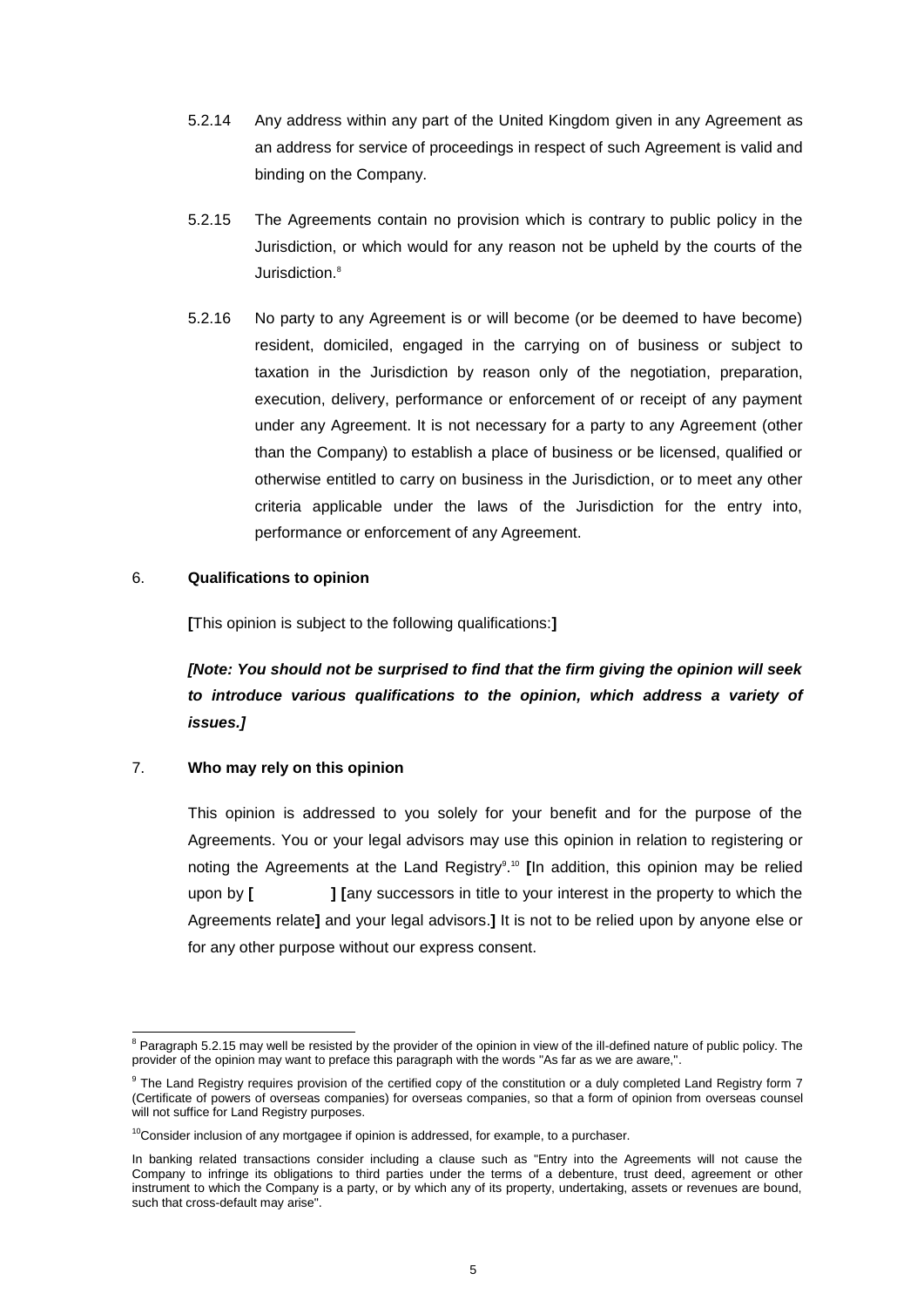5.2.14 Any address within any part of the United Kingdom given in any Agreement as an address for service of proceedings in respect of such Agreement is valid and binding on the Company.

5.2.15 The Agreements contain no provision which is contrary to public policy in the Jurisdiction, or which would for any reason not be upheld by the courts of the Jurisdiction.[8]

5.2.16 No party to any Agreement is or will become (or be deemed to have become) resident, domiciled, engaged in the carrying on of business or subject to taxation in the Jurisdiction by reason only of the negotiation, preparation, execution, delivery, performance or enforcement of or receipt of any payment under any Agreement. It is not necessary for a party to any Agreement (other than the Company) to establish a place of business or be licensed, qualified or otherwise entitled to carry on business in the Jurisdiction, or to meet any other criteria applicable under the laws of the Jurisdiction for the entry into, performance or enforcement of any Agreement.

6. **Qualifications to opinion**

**[**This opinion is subject to the following qualifications:**]**

***[Note: You should not be surprised to find that the firm giving the opinion will seek to introduce various qualifications to the opinion, which address a variety of issues.]***

7. **Who may rely on this opinion**

This opinion is addressed to you solely for your benefit and for the purpose of the Agreements. You or your legal advisors may use this opinion in relation to registering or noting the Agreements at the Land Registry[9].[10] **[**In addition, this opinion may be relied upon by **[ ] [**any successors in title to your interest in the property to which the Agreements relate**]** and your legal advisors.**]** It is not to be relied upon by anyone else or for any other purpose without our express consent.

---

[8] Paragraph 5.2.15 may well be resisted by the provider of the opinion in view of the ill-defined nature of public policy. The provider of the opinion may want to preface this paragraph with the words "As far as we are aware,".

[9] The Land Registry requires provision of the certified copy of the constitution or a duly completed Land Registry form 7 (Certificate of powers of overseas companies) for overseas companies, so that a form of opinion from overseas counsel will not suffice for Land Registry purposes.

[10] Consider inclusion of any mortgagee if opinion is addressed, for example, to a purchaser.

In banking related transactions consider including a clause such as "Entry into the Agreements will not cause the Company to infringe its obligations to third parties under the terms of a debenture, trust deed, agreement or other instrument to which the Company is a party, or by which any of its property, undertaking, assets or revenues are bound, such that cross-default may arise".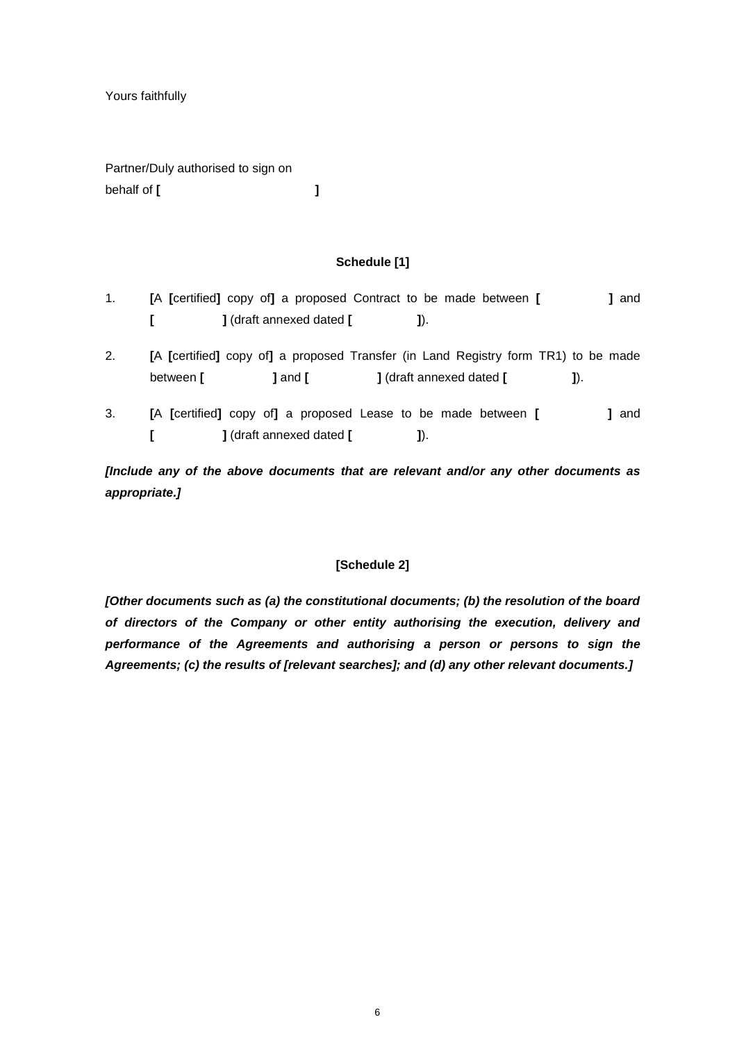Yours faithfully

Partner/Duly authorised to sign on
behalf of **[ ]**

**Schedule [1]**

1. **[**A **[**certified**]** copy of**]** a proposed Contract to be made between **[ ]** and **[ ]** (draft annexed dated **[ ]**).

2. **[**A **[**certified**]** copy of**]** a proposed Transfer (in Land Registry form TR1) to be made between **[ ]** and **[ ]** (draft annexed dated **[ ]**).

3. **[**A **[**certified**]** copy of**]** a proposed Lease to be made between **[ ]** and **[ ]** (draft annexed dated **[ ]**).

***[Include any of the above documents that are relevant and/or any other documents as appropriate.]***

**[Schedule 2]**

***[Other documents such as (a) the constitutional documents; (b) the resolution of the board of directors of the Company or other entity authorising the execution, delivery and performance of the Agreements and authorising a person or persons to sign the Agreements; (c) the results of [relevant searches]; and (d) any other relevant documents.]***